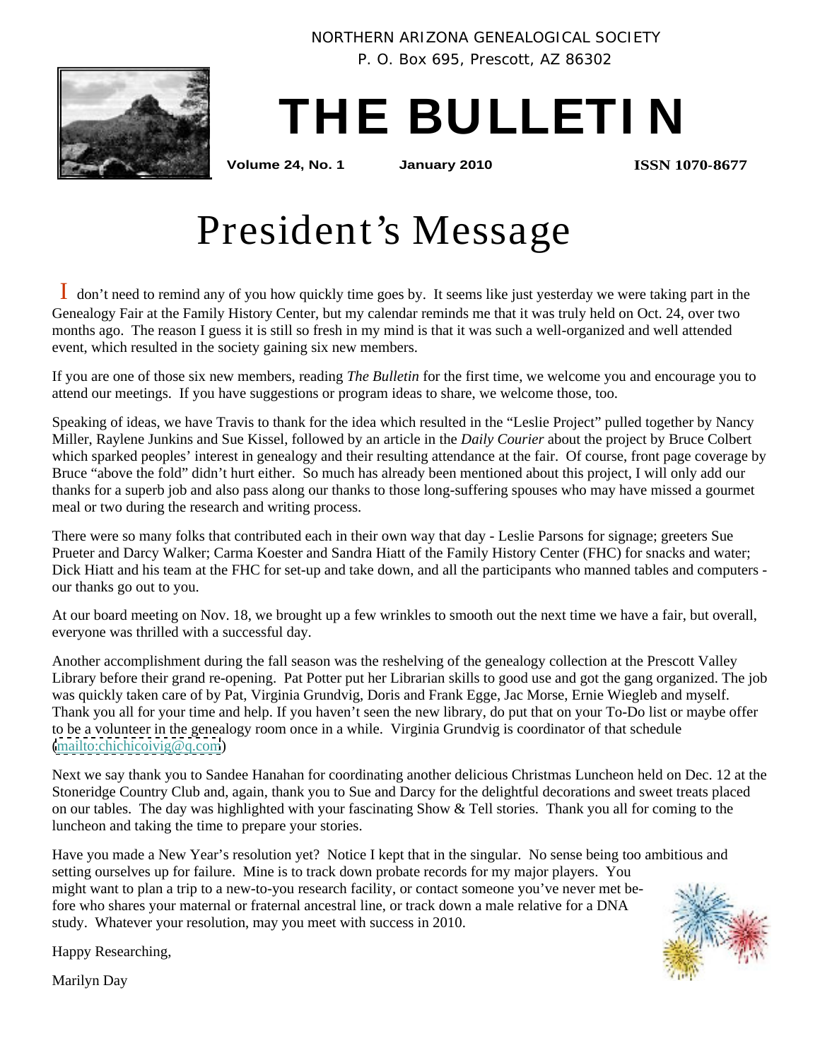NORTHERN ARIZONA GENEALOGICAL SOCIETY
P. O. Box 695, Prescott, AZ 86302

# THE BULLETIN

**Volume 24, No. 1** **January 2010** **ISSN 1070-8677**

# President's Message

I don't need to remind any of you how quickly time goes by. It seems like just yesterday we were taking part in the Genealogy Fair at the Family History Center, but my calendar reminds me that it was truly held on Oct. 24, over two months ago. The reason I guess it is still so fresh in my mind is that it was such a well-organized and well attended event, which resulted in the society gaining six new members.

If you are one of those six new members, reading *The Bulletin* for the first time, we welcome you and encourage you to attend our meetings. If you have suggestions or program ideas to share, we welcome those, too.

Speaking of ideas, we have Travis to thank for the idea which resulted in the "Leslie Project" pulled together by Nancy Miller, Raylene Junkins and Sue Kissel, followed by an article in the *Daily Courier* about the project by Bruce Colbert which sparked peoples' interest in genealogy and their resulting attendance at the fair. Of course, front page coverage by Bruce "above the fold" didn't hurt either. So much has already been mentioned about this project, I will only add our thanks for a superb job and also pass along our thanks to those long-suffering spouses who may have missed a gourmet meal or two during the research and writing process.

There were so many folks that contributed each in their own way that day - Leslie Parsons for signage; greeters Sue Prueter and Darcy Walker; Carma Koester and Sandra Hiatt of the Family History Center (FHC) for snacks and water; Dick Hiatt and his team at the FHC for set-up and take down, and all the participants who manned tables and computers - our thanks go out to you.

At our board meeting on Nov. 18, we brought up a few wrinkles to smooth out the next time we have a fair, but overall, everyone was thrilled with a successful day.

Another accomplishment during the fall season was the reshelving of the genealogy collection at the Prescott Valley Library before their grand re-opening. Pat Potter put her Librarian skills to good use and got the gang organized. The job was quickly taken care of by Pat, Virginia Grundvig, Doris and Frank Egge, Jac Morse, Ernie Wiegleb and myself. Thank you all for your time and help. If you haven't seen the new library, do put that on your To-Do list or maybe offer to be a volunteer in the genealogy room once in a while. Virginia Grundvig is coordinator of that schedule (mailto:chichicoivig@q.com)

Next we say thank you to Sandee Hanahan for coordinating another delicious Christmas Luncheon held on Dec. 12 at the Stoneridge Country Club and, again, thank you to Sue and Darcy for the delightful decorations and sweet treats placed on our tables. The day was highlighted with your fascinating Show & Tell stories. Thank you all for coming to the luncheon and taking the time to prepare your stories.

Have you made a New Year's resolution yet? Notice I kept that in the singular. No sense being too ambitious and setting ourselves up for failure. Mine is to track down probate records for my major players. You might want to plan a trip to a new-to-you research facility, or contact someone you've never met before who shares your maternal or fraternal ancestral line, or track down a male relative for a DNA study. Whatever your resolution, may you meet with success in 2010.

Happy Researching,

Marilyn Day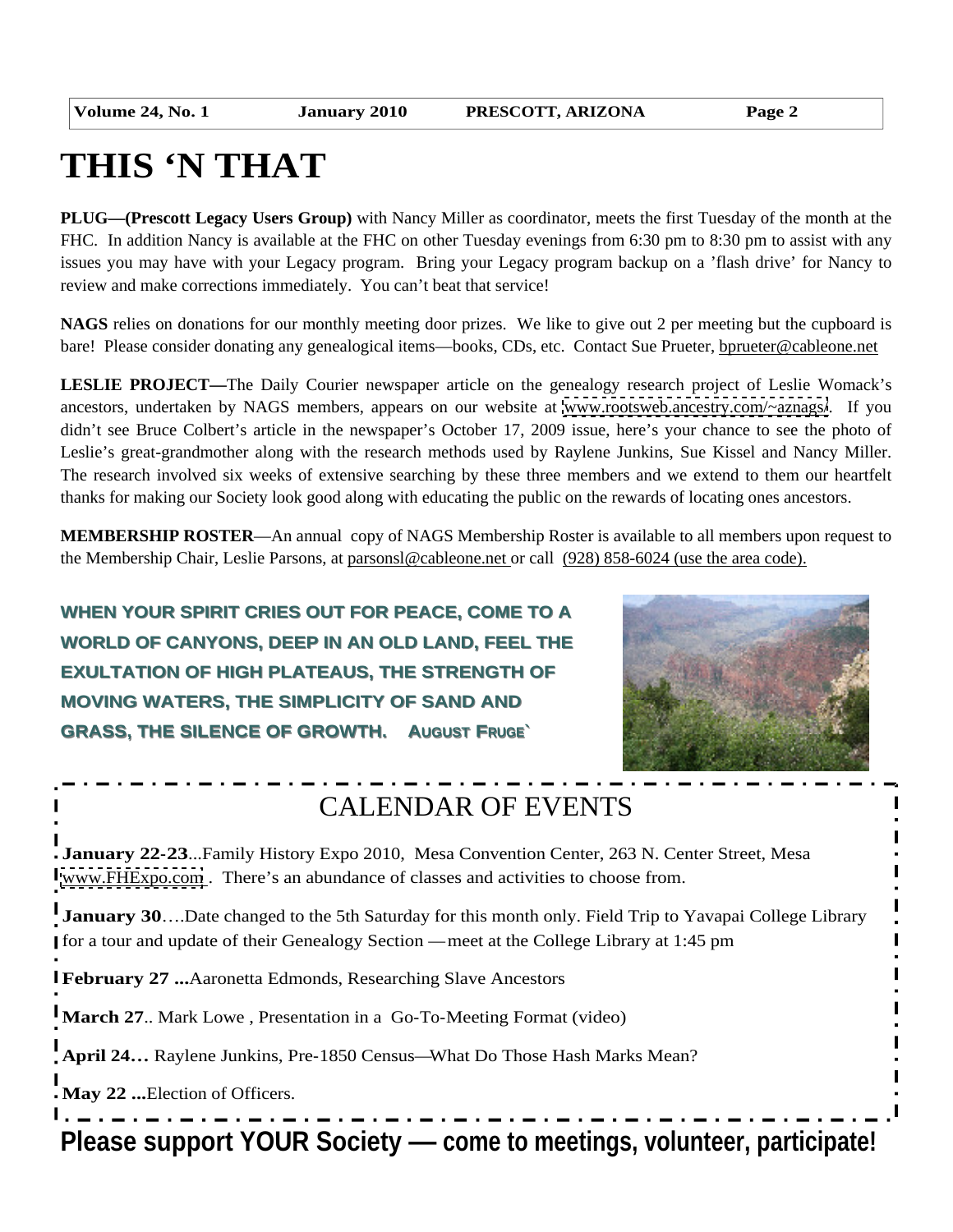# THIS 'N THAT

**PLUG—(Prescott Legacy Users Group)** with Nancy Miller as coordinator, meets the first Tuesday of the month at the FHC. In addition Nancy is available at the FHC on other Tuesday evenings from 6:30 pm to 8:30 pm to assist with any issues you may have with your Legacy program. Bring your Legacy program backup on a 'flash drive' for Nancy to review and make corrections immediately. You can't beat that service!

**NAGS** relies on donations for our monthly meeting door prizes. We like to give out 2 per meeting but the cupboard is bare! Please consider donating any genealogical items—books, CDs, etc. Contact Sue Prueter, bprueter@cableone.net

**LESLIE PROJECT—**The Daily Courier newspaper article on the genealogy research project of Leslie Womack's ancestors, undertaken by NAGS members, appears on our website at www.rootsweb.ancestry.com/~aznags/. If you didn't see Bruce Colbert's article in the newspaper's October 17, 2009 issue, here's your chance to see the photo of Leslie's great-grandmother along with the research methods used by Raylene Junkins, Sue Kissel and Nancy Miller. The research involved six weeks of extensive searching by these three members and we extend to them our heartfelt thanks for making our Society look good along with educating the public on the rewards of locating ones ancestors.

**MEMBERSHIP ROSTER**—An annual copy of NAGS Membership Roster is available to all members upon request to the Membership Chair, Leslie Parsons, at parsonsl@cableone.net or call (928) 858-6024 (use the area code).

**WHEN YOUR SPIRIT CRIES OUT FOR PEACE, COME TO A WORLD OF CANYONS, DEEP IN AN OLD LAND, FEEL THE EXULTATION OF HIGH PLATEAUS, THE STRENGTH OF MOVING WATERS, THE SIMPLICITY OF SAND AND GRASS, THE SILENCE OF GROWTH. AUGUST FRUGE`**

## CALENDAR OF EVENTS

**January 22-23**...Family History Expo 2010, Mesa Convention Center, 263 N. Center Street, Mesa www.FHExpo.com . There's an abundance of classes and activities to choose from.

**January 30**….Date changed to the 5th Saturday for this month only. Field Trip to Yavapai College Library for a tour and update of their Genealogy Section — meet at the College Library at 1:45 pm

**February 27 ...**Aaronetta Edmonds, Researching Slave Ancestors

**March 27**.. Mark Lowe , Presentation in a Go-To-Meeting Format (video)

**April 24…** Raylene Junkins, Pre-1850 Census—What Do Those Hash Marks Mean?

**May 22 ...**Election of Officers.

**Please support YOUR Society — come to meetings, volunteer, participate!**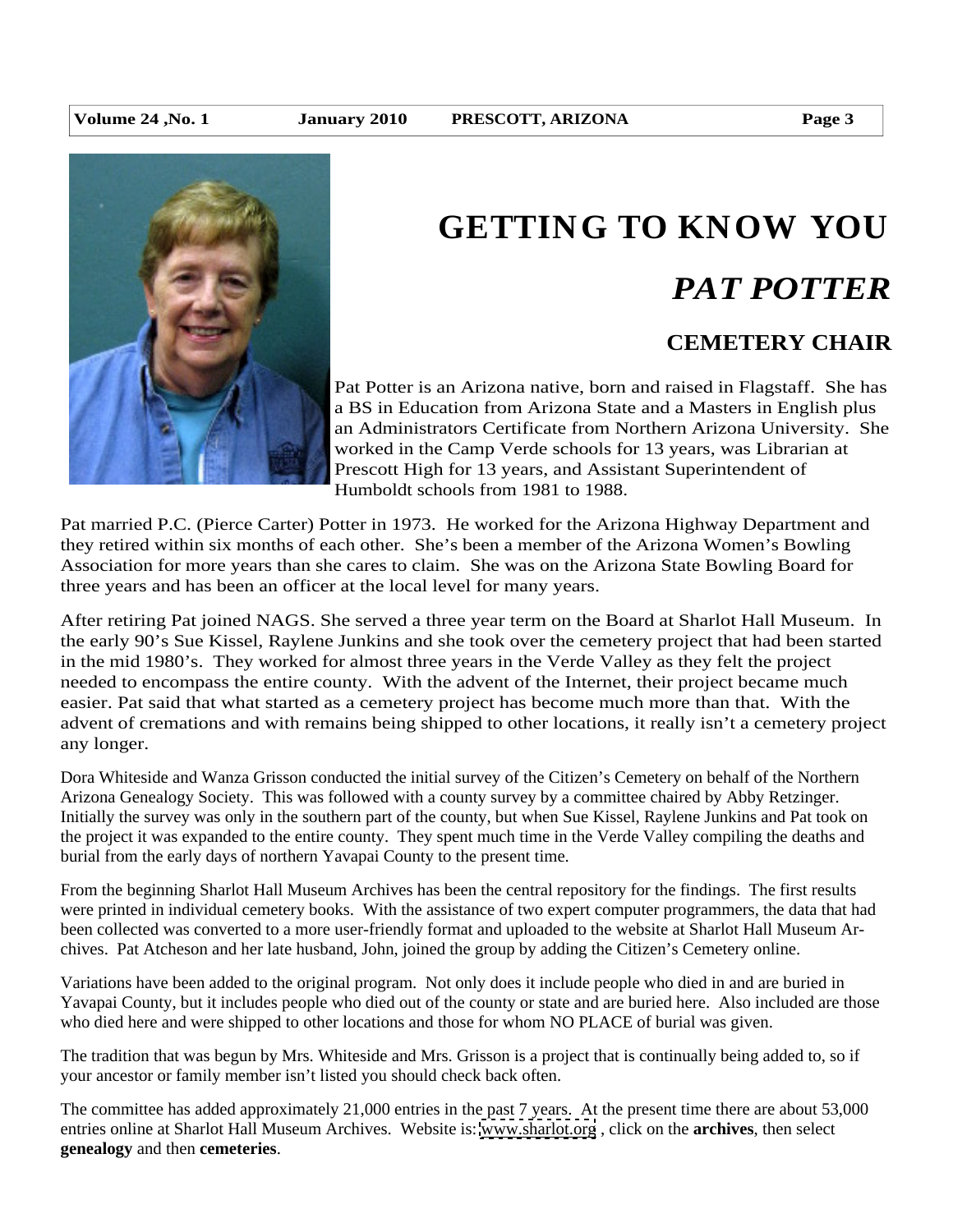# GETTING TO KNOW YOU

## *PAT POTTER*

### CEMETERY CHAIR

Pat Potter is an Arizona native, born and raised in Flagstaff. She has a BS in Education from Arizona State and a Masters in English plus an Administrators Certificate from Northern Arizona University. She worked in the Camp Verde schools for 13 years, was Librarian at Prescott High for 13 years, and Assistant Superintendent of Humboldt schools from 1981 to 1988.

Pat married P.C. (Pierce Carter) Potter in 1973. He worked for the Arizona Highway Department and they retired within six months of each other. She's been a member of the Arizona Women's Bowling Association for more years than she cares to claim. She was on the Arizona State Bowling Board for three years and has been an officer at the local level for many years.

After retiring Pat joined NAGS. She served a three year term on the Board at Sharlot Hall Museum. In the early 90's Sue Kissel, Raylene Junkins and she took over the cemetery project that had been started in the mid 1980's. They worked for almost three years in the Verde Valley as they felt the project needed to encompass the entire county. With the advent of the Internet, their project became much easier. Pat said that what started as a cemetery project has become much more than that. With the advent of cremations and with remains being shipped to other locations, it really isn't a cemetery project any longer.

Dora Whiteside and Wanza Grisson conducted the initial survey of the Citizen's Cemetery on behalf of the Northern Arizona Genealogy Society. This was followed with a county survey by a committee chaired by Abby Retzinger. Initially the survey was only in the southern part of the county, but when Sue Kissel, Raylene Junkins and Pat took on the project it was expanded to the entire county. They spent much time in the Verde Valley compiling the deaths and burial from the early days of northern Yavapai County to the present time.

From the beginning Sharlot Hall Museum Archives has been the central repository for the findings. The first results were printed in individual cemetery books. With the assistance of two expert computer programmers, the data that had been collected was converted to a more user-friendly format and uploaded to the website at Sharlot Hall Museum Archives. Pat Atcheson and her late husband, John, joined the group by adding the Citizen's Cemetery online.

Variations have been added to the original program. Not only does it include people who died in and are buried in Yavapai County, but it includes people who died out of the county or state and are buried here. Also included are those who died here and were shipped to other locations and those for whom NO PLACE of burial was given.

The tradition that was begun by Mrs. Whiteside and Mrs. Grisson is a project that is continually being added to, so if your ancestor or family member isn't listed you should check back often.

The committee has added approximately 21,000 entries in the past 7 years. At the present time there are about 53,000 entries online at Sharlot Hall Museum Archives. Website is: www.sharlot.org , click on the **archives**, then select **genealogy** and then **cemeteries**.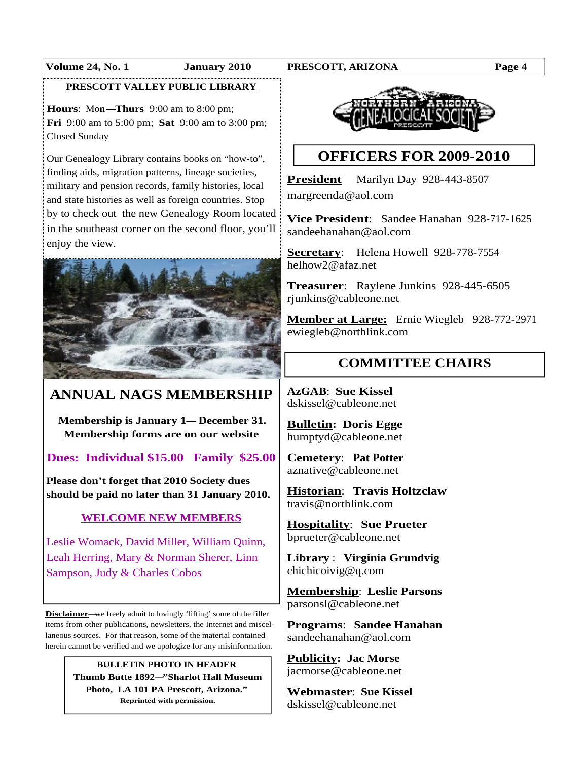## PRESCOTT VALLEY PUBLIC LIBRARY

**Hours**: Mon—**Thurs** 9:00 am to 8:00 pm;
**Fri** 9:00 am to 5:00 pm; **Sat** 9:00 am to 3:00 pm;
Closed Sunday

Our Genealogy Library contains books on "how-to", finding aids, migration patterns, lineage societies, military and pension records, family histories, local and state histories as well as foreign countries. Stop by to check out the new Genealogy Room located in the southeast corner on the second floor, you'll enjoy the view.

## ANNUAL NAGS MEMBERSHIP

**Membership is January 1— December 31.**
**Membership forms are on our website**

**Dues: Individual $15.00 Family $25.00**

**Please don't forget that 2010 Society dues should be paid no later than 31 January 2010.**

### WELCOME NEW MEMBERS

Leslie Womack, David Miller, William Quinn, Leah Herring, Mary & Norman Sherer, Linn Sampson, Judy & Charles Cobos

**Disclaimer**—we freely admit to lovingly 'lifting' some of the filler items from other publications, newsletters, the Internet and miscellaneous sources. For that reason, some of the material contained herein cannot be verified and we apologize for any misinformation.

**BULLETIN PHOTO IN HEADER**
**Thumb Butte 1892—"Sharlot Hall Museum Photo, LA 101 PA Prescott, Arizona."**
**Reprinted with permission.**

## OFFICERS FOR 2009-2010

**President** Marilyn Day 928-443-8507
margreenda@aol.com

**Vice President**: Sandee Hanahan 928-717-1625
sandeehanahan@aol.com

**Secretary**: Helena Howell 928-778-7554
helhow2@afaz.net

**Treasurer**: Raylene Junkins 928-445-6505
rjunkins@cableone.net

**Member at Large:** Ernie Wiegleb 928-772-2971
ewiegleb@northlink.com

## COMMITTEE CHAIRS

**AzGAB**: **Sue Kissel**
dskissel@cableone.net

**Bulletin: Doris Egge**
humptyd@cableone.net

**Cemetery**: **Pat Potter**
aznative@cableone.net

**Historian**: **Travis Holtzclaw**
travis@northlink.com

**Hospitality**: **Sue Prueter**
bprueter@cableone.net

**Library** : **Virginia Grundvig**
chichicoivig@q.com

**Membership**: **Leslie Parsons**
parsonsl@cableone.net

**Programs**: **Sandee Hanahan**
sandeehanahan@aol.com

**Publicity: Jac Morse**
jacmorse@cableone.net

**Webmaster**: **Sue Kissel**
dskissel@cableone.net